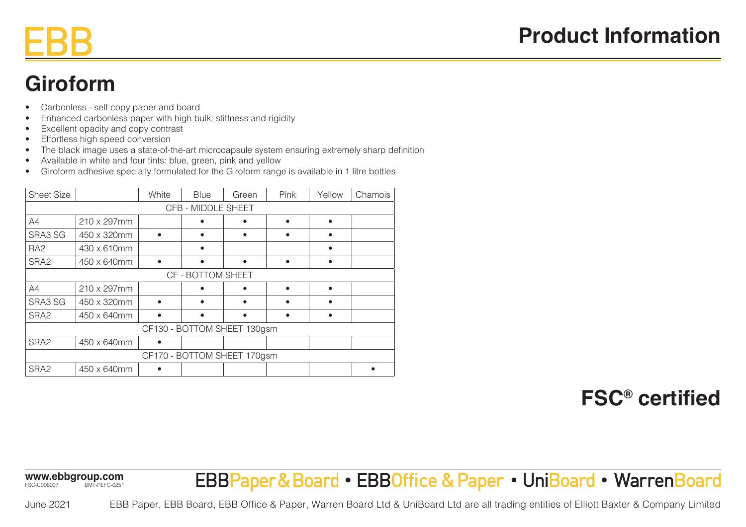# Product Information

## Giroform

- Carbonless - self copy paper and board
- Enhanced carbonless paper with high bulk, stiffness and rigidity
- Excellent opacity and copy contrast
- Effortless high speed conversion
- The black image uses a state-of-the-art microcapsule system ensuring extremely sharp definition
- Available in white and four tints: blue, green, pink and yellow
- Giroform adhesive specially formulated for the Giroform range is available in 1 litre bottles

| Sheet Size | | White | Blue | Green | Pink | Yellow | Chamois |
|---|---|---|---|---|---|---|---|
| CFB - MIDDLE SHEET | | | | | | | |
| A4 | 210 x 297mm | | • | • | • | • | |
| SRA3 SG | 450 x 320mm | • | • | • | • | • | |
| RA2 | 430 x 610mm | | • | | | • | |
| SRA2 | 450 x 640mm | • | • | • | • | • | |
| CF - BOTTOM SHEET | | | | | | | |
| A4 | 210 x 297mm | | • | • | • | • | |
| SRA3 SG | 450 x 320mm | • | • | • | • | • | |
| SRA2 | 450 x 640mm | • | • | • | • | • | |
| CF130 - BOTTOM SHEET 130gsm | | | | | | | |
| SRA2 | 450 x 640mm | • | | | | | |
| CF170 - BOTTOM SHEET 170gsm | | | | | | | |
| SRA2 | 450 x 640mm | • | | | | | • |

**FSC® certified**

www.ebbgroup.com
FSC-C008007 BMT-PEFC-0251

EBBPaper & Board • EBBOffice & Paper • UniBoard • WarrenBoard

June 2021 EBB Paper, EBB Board, EBB Office & Paper, Warren Board Ltd & UniBoard Ltd are all trading entities of Elliott Baxter & Company Limited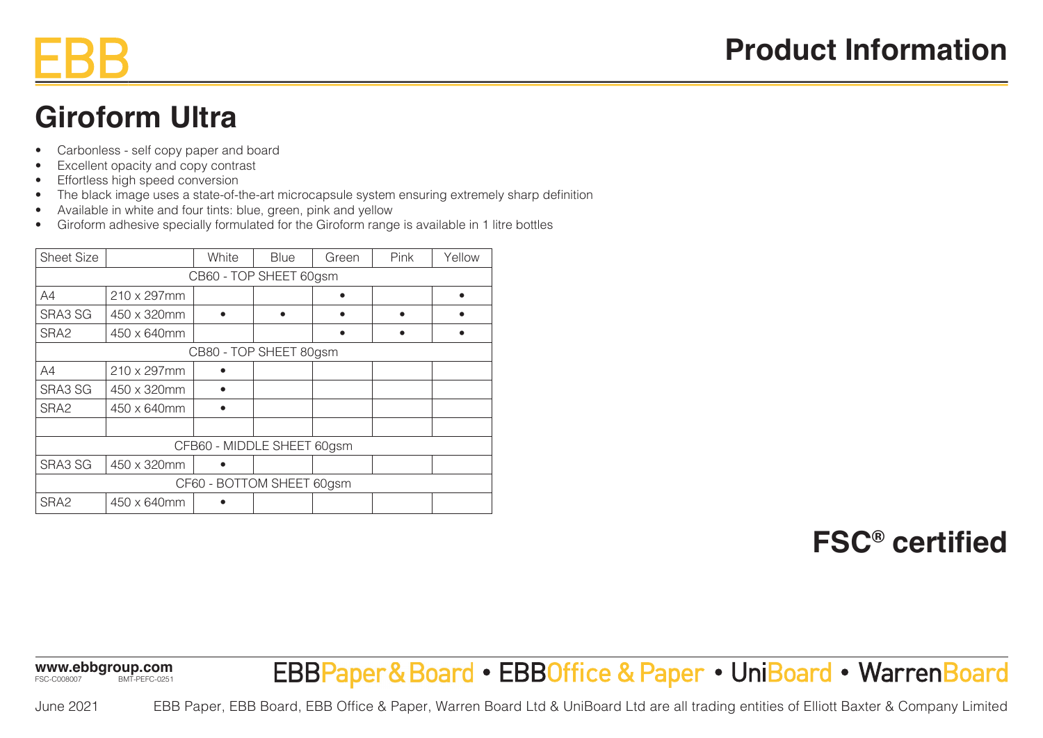# EBB

## Product Information

# Giroform Ultra

- Carbonless - self copy paper and board
- Excellent opacity and copy contrast
- Effortless high speed conversion
- The black image uses a state-of-the-art microcapsule system ensuring extremely sharp definition
- Available in white and four tints: blue, green, pink and yellow
- Giroform adhesive specially formulated for the Giroform range is available in 1 litre bottles

| Sheet Size | | White | Blue | Green | Pink | Yellow |
|---|---|---|---|---|---|---|
| CB60 - TOP SHEET 60gsm | | | | | | |
| A4 | 210 x 297mm | | | • | | • |
| SRA3 SG | 450 x 320mm | • | • | • | • | • |
| SRA2 | 450 x 640mm | | | • | • | • |
| CB80 - TOP SHEET 80gsm | | | | | | |
| A4 | 210 x 297mm | • | | | | |
| SRA3 SG | 450 x 320mm | • | | | | |
| SRA2 | 450 x 640mm | • | | | | |
| | | | | | | |
| CFB60 - MIDDLE SHEET 60gsm | | | | | | |
| SRA3 SG | 450 x 320mm | • | | | | |
| CF60 - BOTTOM SHEET 60gsm | | | | | | |
| SRA2 | 450 x 640mm | • | | | | |

## FSC® certified

**www.ebbgroup.com**
FSC-C008007 BMT-PEFC-0251

EBBPaper & Board • EBBOffice & Paper • UniBoard • WarrenBoard

June 2021 EBB Paper, EBB Board, EBB Office & Paper, Warren Board Ltd & UniBoard Ltd are all trading entities of Elliott Baxter & Company Limited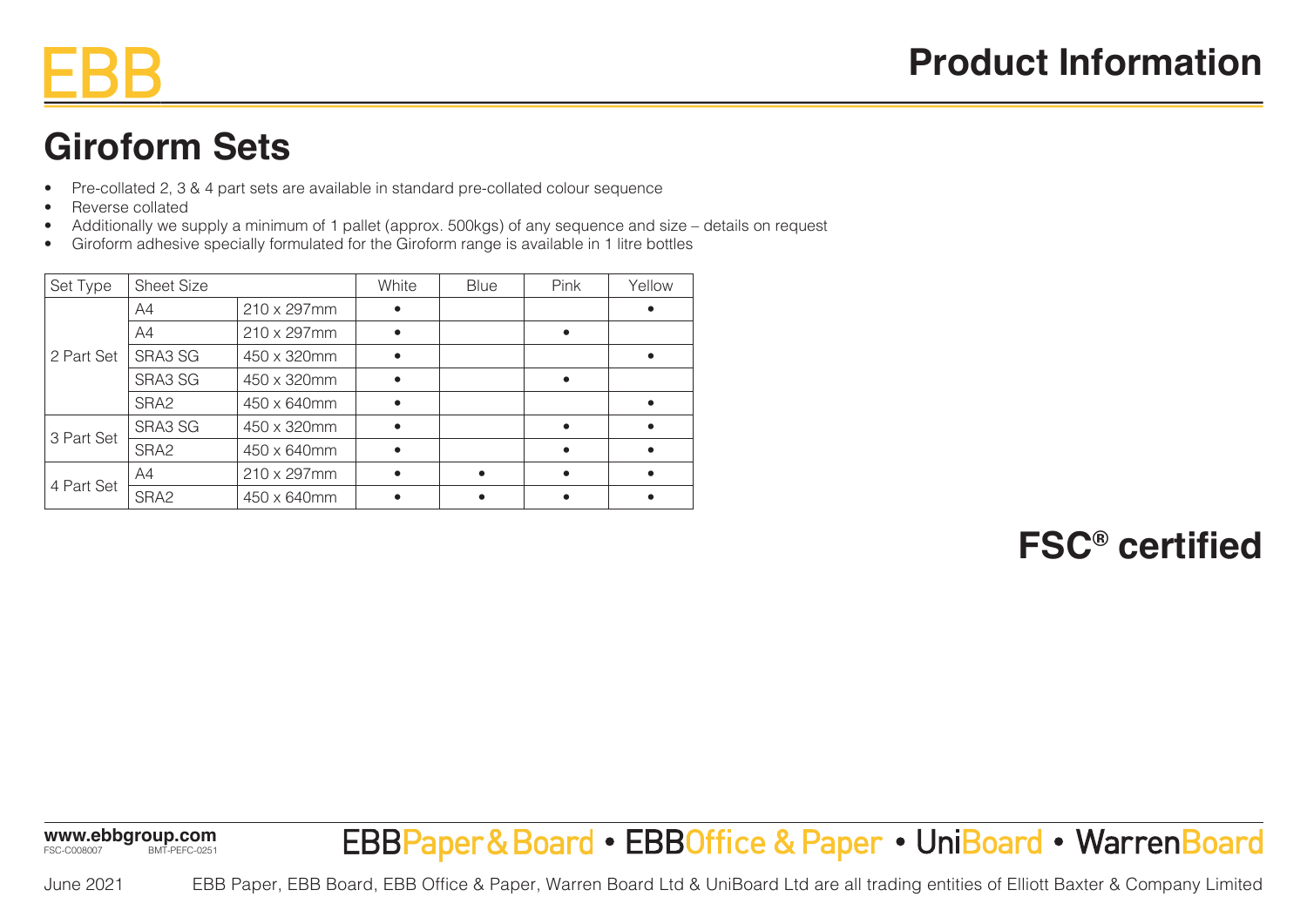# Giroform Sets

- Pre-collated 2, 3 & 4 part sets are available in standard pre-collated colour sequence
- Reverse collated
- Additionally we supply a minimum of 1 pallet (approx. 500kgs) of any sequence and size – details on request
- Giroform adhesive specially formulated for the Giroform range is available in 1 litre bottles

| Set Type | Sheet Size | | White | Blue | Pink | Yellow |
|---|---|---|---|---|---|---|
| 2 Part Set | A4 | 210 x 297mm | • | | | • |
| | A4 | 210 x 297mm | • | | • | |
| | SRA3 SG | 450 x 320mm | • | | | • |
| | SRA3 SG | 450 x 320mm | • | | • | |
| | SRA2 | 450 x 640mm | • | | | • |
| 3 Part Set | SRA3 SG | 450 x 320mm | • | | • | • |
| | SRA2 | 450 x 640mm | • | | • | • |
| 4 Part Set | A4 | 210 x 297mm | • | • | • | • |
| | SRA2 | 450 x 640mm | • | • | • | • |

**FSC® certified**